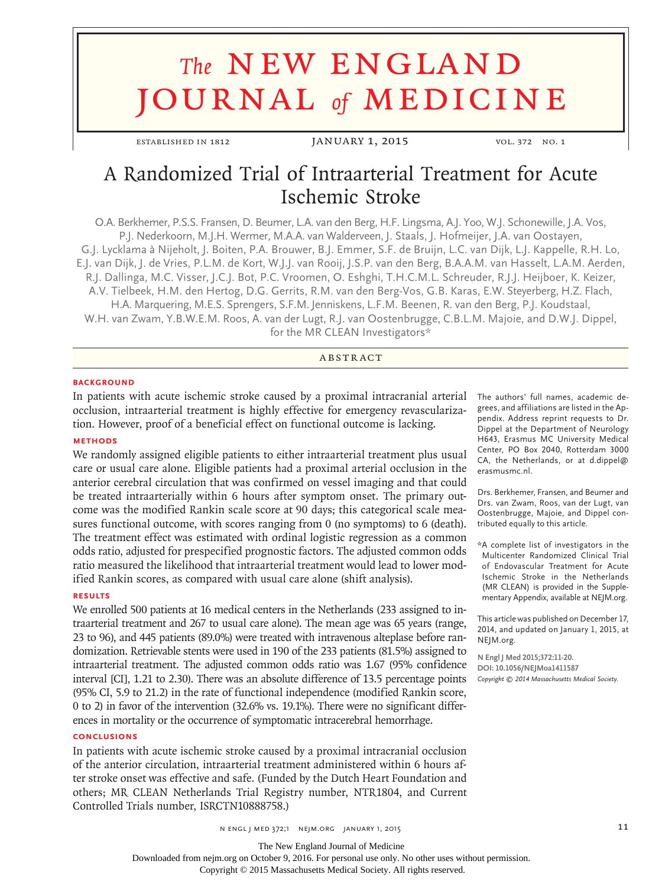# A Randomized Trial of Intraarterial Treatment for Acute Ischemic Stroke

O.A. Berkhemer, P.S.S. Fransen, D. Beumer, L.A. van den Berg, H.F. Lingsma, A.J. Yoo, W.J. Schonewille, J.A. Vos, P.J. Nederkoorn, M.J.H. Wermer, M.A.A. van Walderveen, J. Staals, J. Hofmeijer, J.A. van Oostayen, G.J. Lycklama à Nijeholt, J. Boiten, P.A. Brouwer, B.J. Emmer, S.F. de Bruijn, L.C. van Dijk, L.J. Kappelle, R.H. Lo, E.J. van Dijk, J. de Vries, P.L.M. de Kort, W.J.J. van Rooij, J.S.P. van den Berg, B.A.A.M. van Hasselt, L.A.M. Aerden, R.J. Dallinga, M.C. Visser, J.C.J. Bot, P.C. Vroomen, O. Eshghi, T.H.C.M.L. Schreuder, R.J.J. Heijboer, K. Keizer, A.V. Tielbeek, H.M. den Hertog, D.G. Gerrits, R.M. van den Berg-Vos, G.B. Karas, E.W. Steyerberg, H.Z. Flach, H.A. Marquering, M.E.S. Sprengers, S.F.M. Jenniskens, L.F.M. Beenen, R. van den Berg, P.J. Koudstaal, W.H. van Zwam, Y.B.W.E.M. Roos, A. van der Lugt, R.J. van Oostenbrugge, C.B.L.M. Majoie, and D.W.J. Dippel, for the MR CLEAN Investigators*

## Abstract

### Background

In patients with acute ischemic stroke caused by a proximal intracranial arterial occlusion, intraarterial treatment is highly effective for emergency revascularization. However, proof of a beneficial effect on functional outcome is lacking.

### Methods

We randomly assigned eligible patients to either intraarterial treatment plus usual care or usual care alone. Eligible patients had a proximal arterial occlusion in the anterior cerebral circulation that was confirmed on vessel imaging and that could be treated intraarterially within 6 hours after symptom onset. The primary outcome was the modified Rankin scale score at 90 days; this categorical scale measures functional outcome, with scores ranging from 0 (no symptoms) to 6 (death). The treatment effect was estimated with ordinal logistic regression as a common odds ratio, adjusted for prespecified prognostic factors. The adjusted common odds ratio measured the likelihood that intraarterial treatment would lead to lower modified Rankin scores, as compared with usual care alone (shift analysis).

### Results

We enrolled 500 patients at 16 medical centers in the Netherlands (233 assigned to intraarterial treatment and 267 to usual care alone). The mean age was 65 years (range, 23 to 96), and 445 patients (89.0%) were treated with intravenous alteplase before randomization. Retrievable stents were used in 190 of the 233 patients (81.5%) assigned to intraarterial treatment. The adjusted common odds ratio was 1.67 (95% confidence interval [CI], 1.21 to 2.30). There was an absolute difference of 13.5 percentage points (95% CI, 5.9 to 21.2) in the rate of functional independence (modified Rankin score, 0 to 2) in favor of the intervention (32.6% vs. 19.1%). There were no significant differences in mortality or the occurrence of symptomatic intracerebral hemorrhage.

### Conclusions

In patients with acute ischemic stroke caused by a proximal intracranial occlusion of the anterior circulation, intraarterial treatment administered within 6 hours after stroke onset was effective and safe. (Funded by the Dutch Heart Foundation and others; MR CLEAN Netherlands Trial Registry number, NTR1804, and Current Controlled Trials number, ISRCTN10888758.)

The authors' full names, academic degrees, and affiliations are listed in the Appendix. Address reprint requests to Dr. Dippel at the Department of Neurology H643, Erasmus MC University Medical Center, PO Box 2040, Rotterdam 3000 CA, the Netherlands, or at d.dippel@erasmusmc.nl.

Drs. Berkhemer, Fransen, and Beumer and Drs. van Zwam, Roos, van der Lugt, van Oostenbrugge, Majoie, and Dippel contributed equally to this article.

*A complete list of investigators in the Multicenter Randomized Clinical Trial of Endovascular Treatment for Acute Ischemic Stroke in the Netherlands (MR CLEAN) is provided in the Supplementary Appendix, available at NEJM.org.

This article was published on December 17, 2014, and updated on January 1, 2015, at NEJM.org.

**N Engl J Med 2015;372:11-20.**
**DOI: 10.1056/NEJMoa1411587**
*Copyright © 2014 Massachusetts Medical Society.*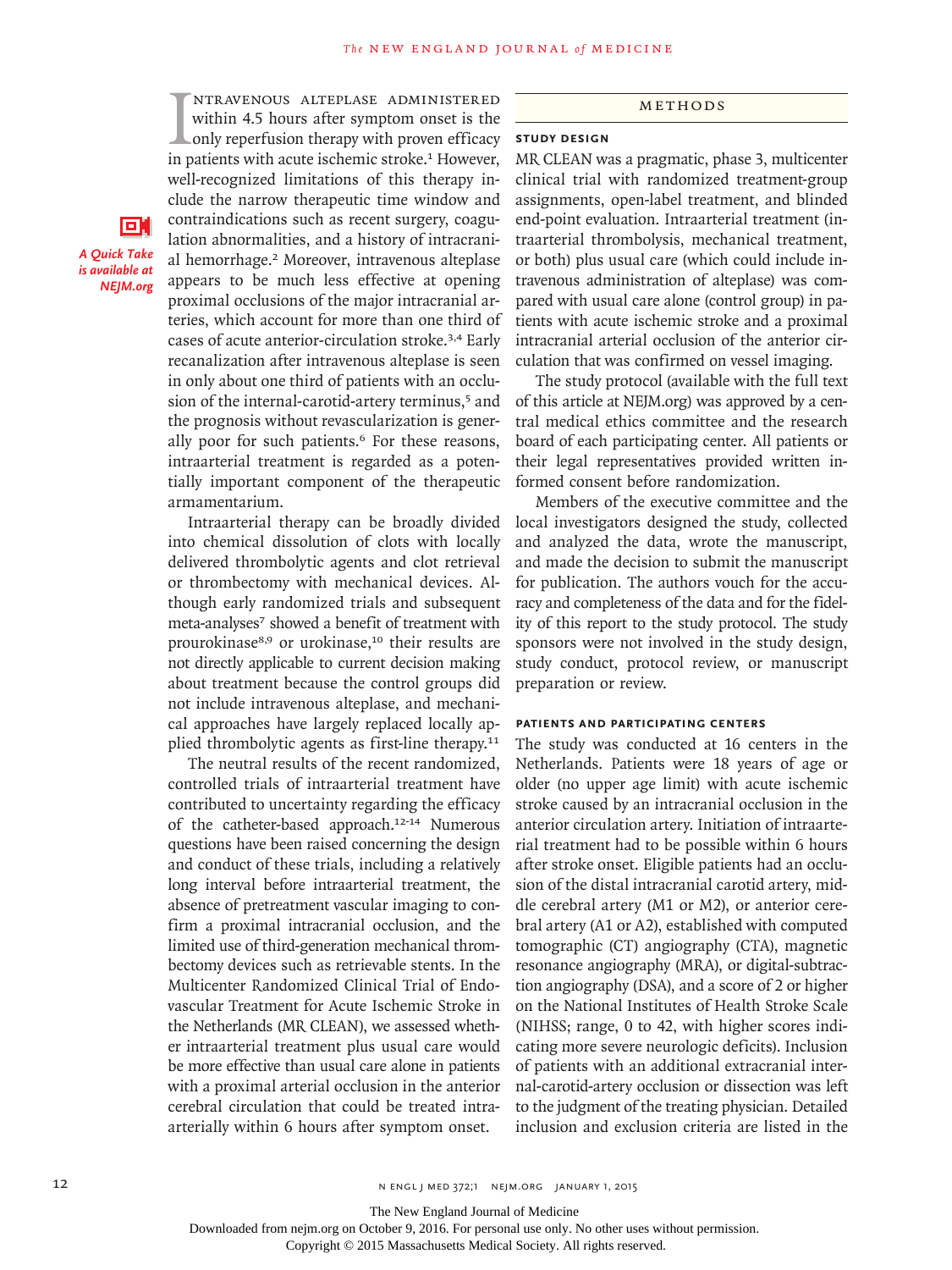Intravenous alteplase administered within 4.5 hours after symptom onset is the only reperfusion therapy with proven efficacy in patients with acute ischemic stroke.[1] However, well-recognized limitations of this therapy include the narrow therapeutic time window and contraindications such as recent surgery, coagulation abnormalities, and a history of intracranial hemorrhage.[2] Moreover, intravenous alteplase appears to be much less effective at opening proximal occlusions of the major intracranial arteries, which account for more than one third of cases of acute anterior-circulation stroke.[3,4] Early recanalization after intravenous alteplase is seen in only about one third of patients with an occlusion of the internal-carotid-artery terminus,[5] and the prognosis without revascularization is generally poor for such patients.[6] For these reasons, intraarterial treatment is regarded as a potentially important component of the therapeutic armamentarium.

*A Quick Take is available at NEJM.org*

Intraarterial therapy can be broadly divided into chemical dissolution of clots with locally delivered thrombolytic agents and clot retrieval or thrombectomy with mechanical devices. Although early randomized trials and subsequent meta-analyses[7] showed a benefit of treatment with prourokinase[8,9] or urokinase,[10] their results are not directly applicable to current decision making about treatment because the control groups did not include intravenous alteplase, and mechanical approaches have largely replaced locally applied thrombolytic agents as first-line therapy.[11]

The neutral results of the recent randomized, controlled trials of intraarterial treatment have contributed to uncertainty regarding the efficacy of the catheter-based approach.[12-14] Numerous questions have been raised concerning the design and conduct of these trials, including a relatively long interval before intraarterial treatment, the absence of pretreatment vascular imaging to confirm a proximal intracranial occlusion, and the limited use of third-generation mechanical thrombectomy devices such as retrievable stents. In the Multicenter Randomized Clinical Trial of Endovascular Treatment for Acute Ischemic Stroke in the Netherlands (MR CLEAN), we assessed whether intraarterial treatment plus usual care would be more effective than usual care alone in patients with a proximal arterial occlusion in the anterior cerebral circulation that could be treated intraarterially within 6 hours after symptom onset.

## Methods

### Study Design

MR CLEAN was a pragmatic, phase 3, multicenter clinical trial with randomized treatment-group assignments, open-label treatment, and blinded end-point evaluation. Intraarterial treatment (intraarterial thrombolysis, mechanical treatment, or both) plus usual care (which could include intravenous administration of alteplase) was compared with usual care alone (control group) in patients with acute ischemic stroke and a proximal intracranial arterial occlusion of the anterior circulation that was confirmed on vessel imaging.

The study protocol (available with the full text of this article at NEJM.org) was approved by a central medical ethics committee and the research board of each participating center. All patients or their legal representatives provided written informed consent before randomization.

Members of the executive committee and the local investigators designed the study, collected and analyzed the data, wrote the manuscript, and made the decision to submit the manuscript for publication. The authors vouch for the accuracy and completeness of the data and for the fidelity of this report to the study protocol. The study sponsors were not involved in the study design, study conduct, protocol review, or manuscript preparation or review.

### Patients and Participating Centers

The study was conducted at 16 centers in the Netherlands. Patients were 18 years of age or older (no upper age limit) with acute ischemic stroke caused by an intracranial occlusion in the anterior circulation artery. Initiation of intraarterial treatment had to be possible within 6 hours after stroke onset. Eligible patients had an occlusion of the distal intracranial carotid artery, middle cerebral artery (M1 or M2), or anterior cerebral artery (A1 or A2), established with computed tomographic (CT) angiography (CTA), magnetic resonance angiography (MRA), or digital-subtraction angiography (DSA), and a score of 2 or higher on the National Institutes of Health Stroke Scale (NIHSS; range, 0 to 42, with higher scores indicating more severe neurologic deficits). Inclusion of patients with an additional extracranial internal-carotid-artery occlusion or dissection was left to the judgment of the treating physician. Detailed inclusion and exclusion criteria are listed in the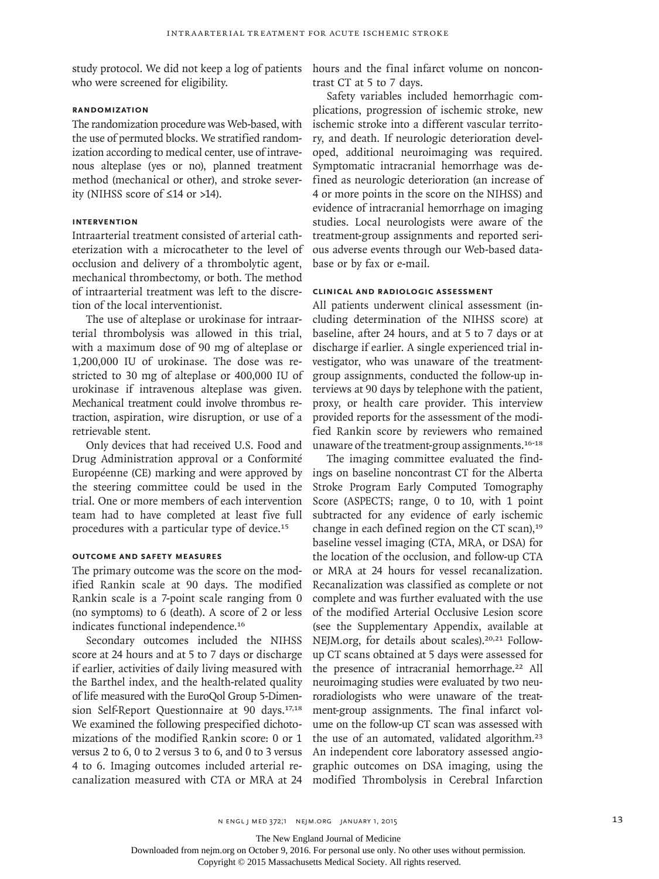study protocol. We did not keep a log of patients who were screened for eligibility.

### Randomization

The randomization procedure was Web-based, with the use of permuted blocks. We stratified randomization according to medical center, use of intravenous alteplase (yes or no), planned treatment method (mechanical or other), and stroke severity (NIHSS score of ≤14 or >14).

### Intervention

Intraarterial treatment consisted of arterial catheterization with a microcatheter to the level of occlusion and delivery of a thrombolytic agent, mechanical thrombectomy, or both. The method of intraarterial treatment was left to the discretion of the local interventionist.

The use of alteplase or urokinase for intraarterial thrombolysis was allowed in this trial, with a maximum dose of 90 mg of alteplase or 1,200,000 IU of urokinase. The dose was restricted to 30 mg of alteplase or 400,000 IU of urokinase if intravenous alteplase was given. Mechanical treatment could involve thrombus retraction, aspiration, wire disruption, or use of a retrievable stent.

Only devices that had received U.S. Food and Drug Administration approval or a Conformité Européenne (CE) marking and were approved by the steering committee could be used in the trial. One or more members of each intervention team had to have completed at least five full procedures with a particular type of device.[15]

### Outcome and Safety Measures

The primary outcome was the score on the modified Rankin scale at 90 days. The modified Rankin scale is a 7-point scale ranging from 0 (no symptoms) to 6 (death). A score of 2 or less indicates functional independence.[16]

Secondary outcomes included the NIHSS score at 24 hours and at 5 to 7 days or discharge if earlier, activities of daily living measured with the Barthel index, and the health-related quality of life measured with the EuroQol Group 5-Dimension Self-Report Questionnaire at 90 days.[17,18] We examined the following prespecified dichotomizations of the modified Rankin score: 0 or 1 versus 2 to 6, 0 to 2 versus 3 to 6, and 0 to 3 versus 4 to 6. Imaging outcomes included arterial recanalization measured with CTA or MRA at 24 hours and the final infarct volume on noncontrast CT at 5 to 7 days.

Safety variables included hemorrhagic complications, progression of ischemic stroke, new ischemic stroke into a different vascular territory, and death. If neurologic deterioration developed, additional neuroimaging was required. Symptomatic intracranial hemorrhage was defined as neurologic deterioration (an increase of 4 or more points in the score on the NIHSS) and evidence of intracranial hemorrhage on imaging studies. Local neurologists were aware of the treatment-group assignments and reported serious adverse events through our Web-based database or by fax or e-mail.

### Clinical and Radiologic Assessment

All patients underwent clinical assessment (including determination of the NIHSS score) at baseline, after 24 hours, and at 5 to 7 days or at discharge if earlier. A single experienced trial investigator, who was unaware of the treatment-group assignments, conducted the follow-up interviews at 90 days by telephone with the patient, proxy, or health care provider. This interview provided reports for the assessment of the modified Rankin score by reviewers who remained unaware of the treatment-group assignments.[16-18]

The imaging committee evaluated the findings on baseline noncontrast CT for the Alberta Stroke Program Early Computed Tomography Score (ASPECTS; range, 0 to 10, with 1 point subtracted for any evidence of early ischemic change in each defined region on the CT scan),[19] baseline vessel imaging (CTA, MRA, or DSA) for the location of the occlusion, and follow-up CTA or MRA at 24 hours for vessel recanalization. Recanalization was classified as complete or not complete and was further evaluated with the use of the modified Arterial Occlusive Lesion score (see the Supplementary Appendix, available at NEJM.org, for details about scales).[20,21] Follow-up CT scans obtained at 5 days were assessed for the presence of intracranial hemorrhage.[22] All neuroimaging studies were evaluated by two neuroradiologists who were unaware of the treatment-group assignments. The final infarct volume on the follow-up CT scan was assessed with the use of an automated, validated algorithm.[23] An independent core laboratory assessed angiographic outcomes on DSA imaging, using the modified Thrombolysis in Cerebral Infarction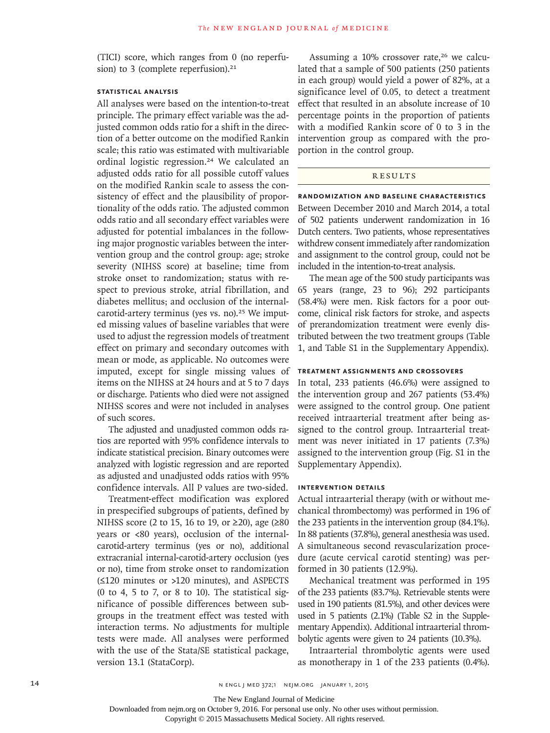(TICI) score, which ranges from 0 (no reperfusion) to 3 (complete reperfusion).[21]

### Statistical Analysis

All analyses were based on the intention-to-treat principle. The primary effect variable was the adjusted common odds ratio for a shift in the direction of a better outcome on the modified Rankin scale; this ratio was estimated with multivariable ordinal logistic regression.[24] We calculated an adjusted odds ratio for all possible cutoff values on the modified Rankin scale to assess the consistency of effect and the plausibility of proportionality of the odds ratio. The adjusted common odds ratio and all secondary effect variables were adjusted for potential imbalances in the following major prognostic variables between the intervention group and the control group: age; stroke severity (NIHSS score) at baseline; time from stroke onset to randomization; status with respect to previous stroke, atrial fibrillation, and diabetes mellitus; and occlusion of the internal-carotid-artery terminus (yes vs. no).[25] We imputed missing values of baseline variables that were used to adjust the regression models of treatment effect on primary and secondary outcomes with mean or mode, as applicable. No outcomes were imputed, except for single missing values of items on the NIHSS at 24 hours and at 5 to 7 days or discharge. Patients who died were not assigned NIHSS scores and were not included in analyses of such scores.

The adjusted and unadjusted common odds ratios are reported with 95% confidence intervals to indicate statistical precision. Binary outcomes were analyzed with logistic regression and are reported as adjusted and unadjusted odds ratios with 95% confidence intervals. All P values are two-sided.

Treatment-effect modification was explored in prespecified subgroups of patients, defined by NIHSS score (2 to 15, 16 to 19, or ≥20), age (≥80 years or <80 years), occlusion of the internal-carotid-artery terminus (yes or no), additional extracranial internal-carotid-artery occlusion (yes or no), time from stroke onset to randomization (≤120 minutes or >120 minutes), and ASPECTS (0 to 4, 5 to 7, or 8 to 10). The statistical significance of possible differences between subgroups in the treatment effect was tested with interaction terms. No adjustments for multiple tests were made. All analyses were performed with the use of the Stata/SE statistical package, version 13.1 (StataCorp).

Assuming a 10% crossover rate,[26] we calculated that a sample of 500 patients (250 patients in each group) would yield a power of 82%, at a significance level of 0.05, to detect a treatment effect that resulted in an absolute increase of 10 percentage points in the proportion of patients with a modified Rankin score of 0 to 3 in the intervention group as compared with the proportion in the control group.

## Results

### Randomization and Baseline Characteristics

Between December 2010 and March 2014, a total of 502 patients underwent randomization in 16 Dutch centers. Two patients, whose representatives withdrew consent immediately after randomization and assignment to the control group, could not be included in the intention-to-treat analysis.

The mean age of the 500 study participants was 65 years (range, 23 to 96); 292 participants (58.4%) were men. Risk factors for a poor outcome, clinical risk factors for stroke, and aspects of prerandomization treatment were evenly distributed between the two treatment groups (Table 1, and Table S1 in the Supplementary Appendix).

### Treatment Assignments and Crossovers

In total, 233 patients (46.6%) were assigned to the intervention group and 267 patients (53.4%) were assigned to the control group. One patient received intraarterial treatment after being assigned to the control group. Intraarterial treatment was never initiated in 17 patients (7.3%) assigned to the intervention group (Fig. S1 in the Supplementary Appendix).

### Intervention Details

Actual intraarterial therapy (with or without mechanical thrombectomy) was performed in 196 of the 233 patients in the intervention group (84.1%). In 88 patients (37.8%), general anesthesia was used. A simultaneous second revascularization procedure (acute cervical carotid stenting) was performed in 30 patients (12.9%).

Mechanical treatment was performed in 195 of the 233 patients (83.7%). Retrievable stents were used in 190 patients (81.5%), and other devices were used in 5 patients (2.1%) (Table S2 in the Supplementary Appendix). Additional intraarterial thrombolytic agents were given to 24 patients (10.3%).

Intraarterial thrombolytic agents were used as monotherapy in 1 of the 233 patients (0.4%).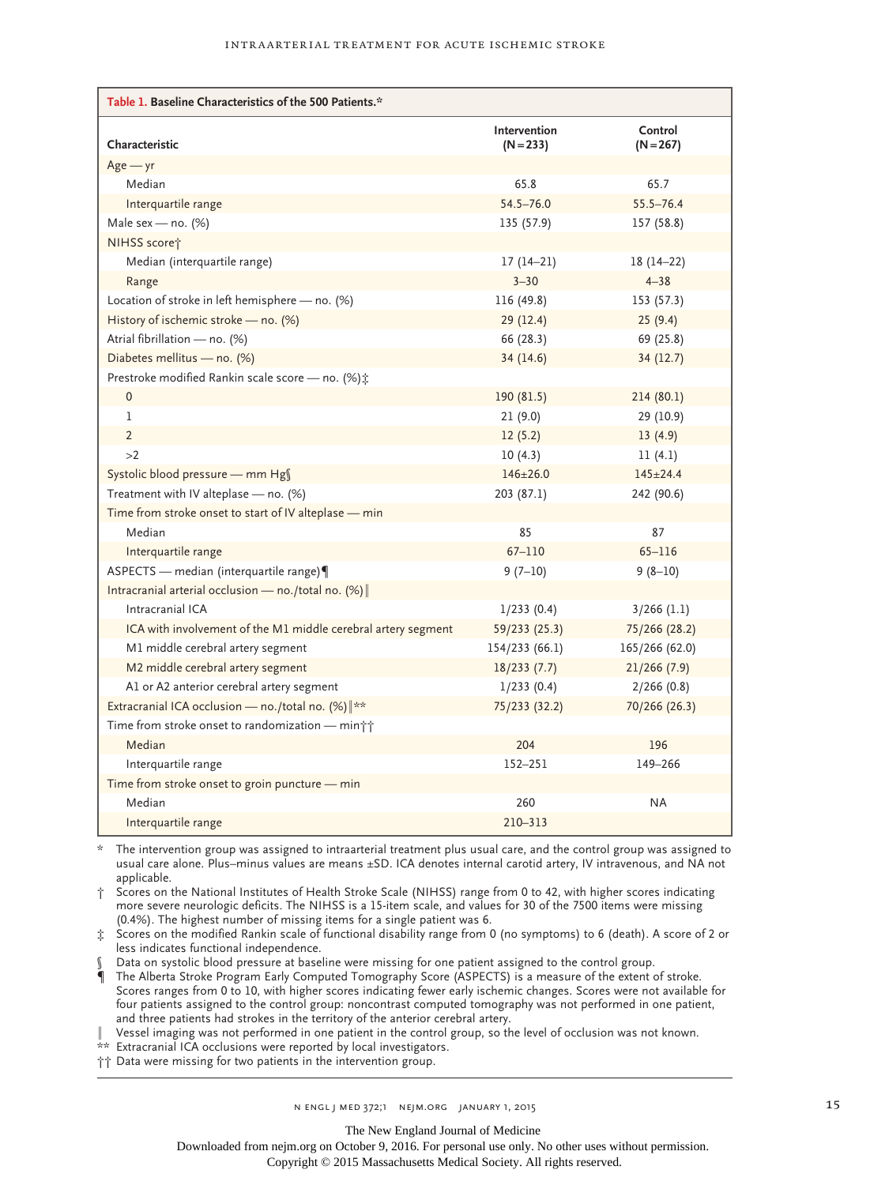**Table 1. Baseline Characteristics of the 500 Patients.***

| Characteristic | Intervention (N=233) | Control (N=267) |
|---|---|---|
| Age — yr | | |
| Median | 65.8 | 65.7 |
| Interquartile range | 54.5–76.0 | 55.5–76.4 |
| Male sex — no. (%) | 135 (57.9) | 157 (58.8) |
| NIHSS score† | | |
| Median (interquartile range) | 17 (14–21) | 18 (14–22) |
| Range | 3–30 | 4–38 |
| Location of stroke in left hemisphere — no. (%) | 116 (49.8) | 153 (57.3) |
| History of ischemic stroke — no. (%) | 29 (12.4) | 25 (9.4) |
| Atrial fibrillation — no. (%) | 66 (28.3) | 69 (25.8) |
| Diabetes mellitus — no. (%) | 34 (14.6) | 34 (12.7) |
| Prestroke modified Rankin scale score — no. (%)‡ | | |
| 0 | 190 (81.5) | 214 (80.1) |
| 1 | 21 (9.0) | 29 (10.9) |
| 2 | 12 (5.2) | 13 (4.9) |
| >2 | 10 (4.3) | 11 (4.1) |
| Systolic blood pressure — mm Hg§ | 146±26.0 | 145±24.4 |
| Treatment with IV alteplase — no. (%) | 203 (87.1) | 242 (90.6) |
| Time from stroke onset to start of IV alteplase — min | | |
| Median | 85 | 87 |
| Interquartile range | 67–110 | 65–116 |
| ASPECTS — median (interquartile range)¶ | 9 (7–10) | 9 (8–10) |
| Intracranial arterial occlusion — no./total no. (%)‖ | | |
| Intracranial ICA | 1/233 (0.4) | 3/266 (1.1) |
| ICA with involvement of the M1 middle cerebral artery segment | 59/233 (25.3) | 75/266 (28.2) |
| M1 middle cerebral artery segment | 154/233 (66.1) | 165/266 (62.0) |
| M2 middle cerebral artery segment | 18/233 (7.7) | 21/266 (7.9) |
| A1 or A2 anterior cerebral artery segment | 1/233 (0.4) | 2/266 (0.8) |
| Extracranial ICA occlusion — no./total no. (%)‖** | 75/233 (32.2) | 70/266 (26.3) |
| Time from stroke onset to randomization — min†† | | |
| Median | 204 | 196 |
| Interquartile range | 152–251 | 149–266 |
| Time from stroke onset to groin puncture — min | | |
| Median | 260 | NA |
| Interquartile range | 210–313 | |

\* The intervention group was assigned to intraarterial treatment plus usual care, and the control group was assigned to usual care alone. Plus–minus values are means ±SD. ICA denotes internal carotid artery, IV intravenous, and NA not applicable.

† Scores on the National Institutes of Health Stroke Scale (NIHSS) range from 0 to 42, with higher scores indicating more severe neurologic deficits. The NIHSS is a 15-item scale, and values for 30 of the 7500 items were missing (0.4%). The highest number of missing items for a single patient was 6.

‡ Scores on the modified Rankin scale of functional disability range from 0 (no symptoms) to 6 (death). A score of 2 or less indicates functional independence.

§ Data on systolic blood pressure at baseline were missing for one patient assigned to the control group.

¶ The Alberta Stroke Program Early Computed Tomography Score (ASPECTS) is a measure of the extent of stroke. Scores ranges from 0 to 10, with higher scores indicating fewer early ischemic changes. Scores were not available for four patients assigned to the control group: noncontrast computed tomography was not performed in one patient, and three patients had strokes in the territory of the anterior cerebral artery.

‖ Vessel imaging was not performed in one patient in the control group, so the level of occlusion was not known.

\*\* Extracranial ICA occlusions were reported by local investigators.

†† Data were missing for two patients in the intervention group.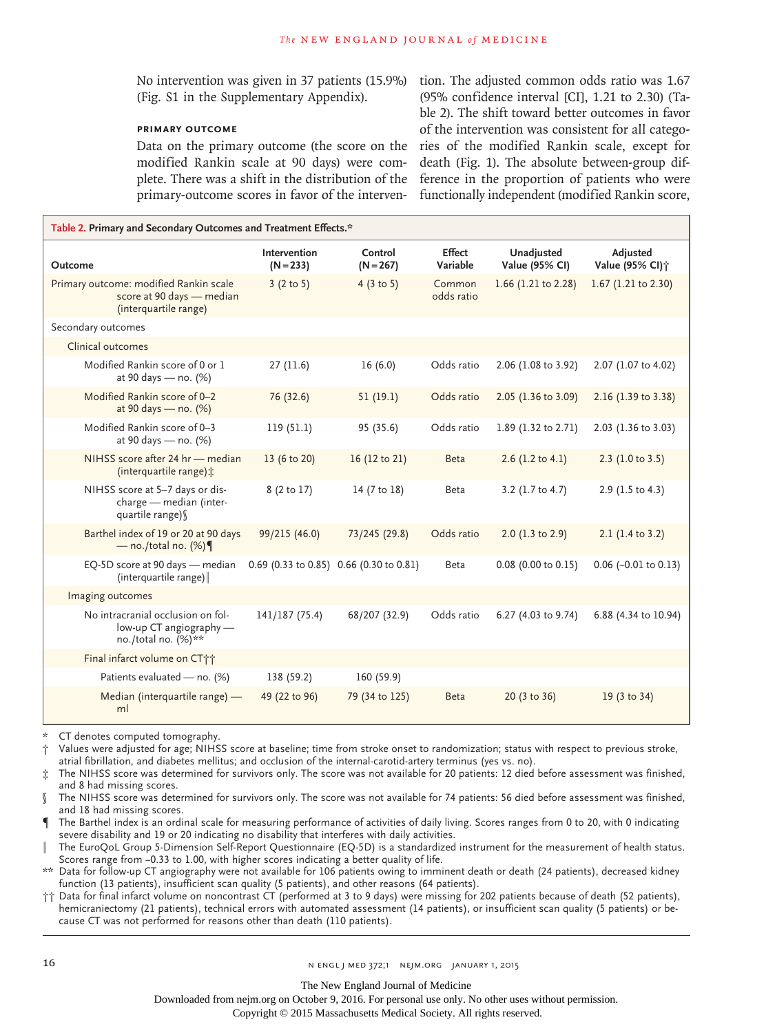No intervention was given in 37 patients (15.9%) (Fig. S1 in the Supplementary Appendix).

### PRIMARY OUTCOME

Data on the primary outcome (the score on the modified Rankin scale at 90 days) were complete. There was a shift in the distribution of the primary-outcome scores in favor of the intervention. The adjusted common odds ratio was 1.67 (95% confidence interval [CI], 1.21 to 2.30) (Table 2). The shift toward better outcomes in favor of the intervention was consistent for all categories of the modified Rankin scale, except for death (Fig. 1). The absolute between-group difference in the proportion of patients who were functionally independent (modified Rankin score,

**Table 2. Primary and Secondary Outcomes and Treatment Effects.***

| Outcome | Intervention (N=233) | Control (N=267) | Effect Variable | Unadjusted Value (95% CI) | Adjusted Value (95% CI)† |
|---|---|---|---|---|---|
| Primary outcome: modified Rankin scale score at 90 days — median (interquartile range) | 3 (2 to 5) | 4 (3 to 5) | Common odds ratio | 1.66 (1.21 to 2.28) | 1.67 (1.21 to 2.30) |
| Secondary outcomes | | | | | |
| Clinical outcomes | | | | | |
| Modified Rankin score of 0 or 1 at 90 days — no. (%) | 27 (11.6) | 16 (6.0) | Odds ratio | 2.06 (1.08 to 3.92) | 2.07 (1.07 to 4.02) |
| Modified Rankin score of 0–2 at 90 days — no. (%) | 76 (32.6) | 51 (19.1) | Odds ratio | 2.05 (1.36 to 3.09) | 2.16 (1.39 to 3.38) |
| Modified Rankin score of 0–3 at 90 days — no. (%) | 119 (51.1) | 95 (35.6) | Odds ratio | 1.89 (1.32 to 2.71) | 2.03 (1.36 to 3.03) |
| NIHSS score after 24 hr — median (interquartile range)‡ | 13 (6 to 20) | 16 (12 to 21) | Beta | 2.6 (1.2 to 4.1) | 2.3 (1.0 to 3.5) |
| NIHSS score at 5–7 days or discharge — median (interquartile range)§ | 8 (2 to 17) | 14 (7 to 18) | Beta | 3.2 (1.7 to 4.7) | 2.9 (1.5 to 4.3) |
| Barthel index of 19 or 20 at 90 days — no./total no. (%)¶ | 99/215 (46.0) | 73/245 (29.8) | Odds ratio | 2.0 (1.3 to 2.9) | 2.1 (1.4 to 3.2) |
| EQ-5D score at 90 days — median (interquartile range)‖ | 0.69 (0.33 to 0.85) | 0.66 (0.30 to 0.81) | Beta | 0.08 (0.00 to 0.15) | 0.06 (−0.01 to 0.13) |
| Imaging outcomes | | | | | |
| No intracranial occlusion on follow-up CT angiography — no./total no. (%)** | 141/187 (75.4) | 68/207 (32.9) | Odds ratio | 6.27 (4.03 to 9.74) | 6.88 (4.34 to 10.94) |
| Final infarct volume on CT†† | | | | | |
| Patients evaluated — no. (%) | 138 (59.2) | 160 (59.9) | | | |
| Median (interquartile range) — ml | 49 (22 to 96) | 79 (34 to 125) | Beta | 20 (3 to 36) | 19 (3 to 34) |

\* CT denotes computed tomography.

† Values were adjusted for age; NIHSS score at baseline; time from stroke onset to randomization; status with respect to previous stroke, atrial fibrillation, and diabetes mellitus; and occlusion of the internal-carotid-artery terminus (yes vs. no).

‡ The NIHSS score was determined for survivors only. The score was not available for 20 patients: 12 died before assessment was finished, and 8 had missing scores.

§ The NIHSS score was determined for survivors only. The score was not available for 74 patients: 56 died before assessment was finished, and 18 had missing scores.

¶ The Barthel index is an ordinal scale for measuring performance of activities of daily living. Scores ranges from 0 to 20, with 0 indicating severe disability and 19 or 20 indicating no disability that interferes with daily activities.

‖ The EuroQoL Group 5-Dimension Self-Report Questionnaire (EQ-5D) is a standardized instrument for the measurement of health status. Scores range from −0.33 to 1.00, with higher scores indicating a better quality of life.

** Data for follow-up CT angiography were not available for 106 patients owing to imminent death or death (24 patients), decreased kidney function (13 patients), insufficient scan quality (5 patients), and other reasons (64 patients).

†† Data for final infarct volume on noncontrast CT (performed at 3 to 9 days) were missing for 202 patients because of death (52 patients), hemicraniectomy (21 patients), technical errors with automated assessment (14 patients), or insufficient scan quality (5 patients) or because CT was not performed for reasons other than death (110 patients).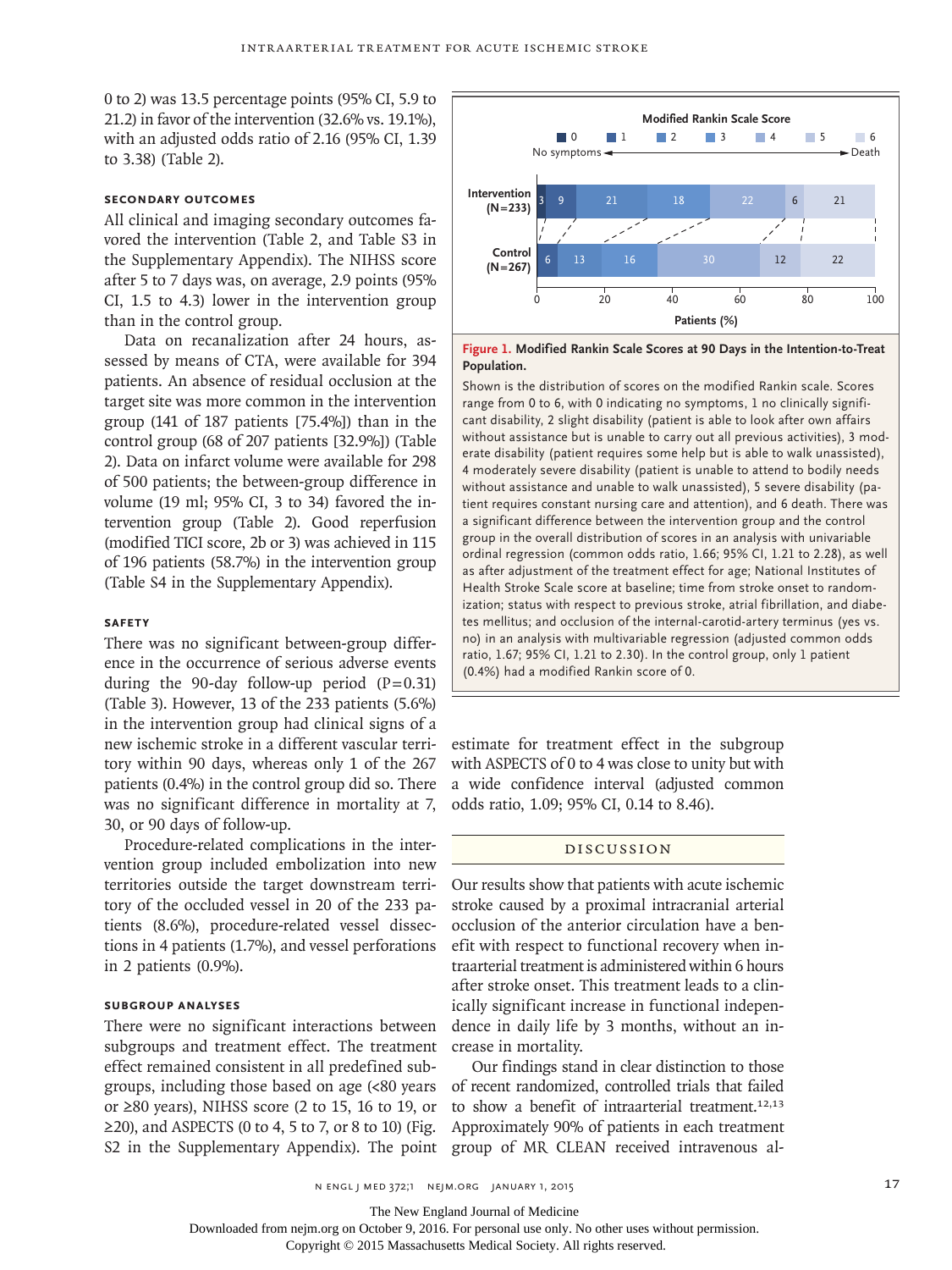0 to 2) was 13.5 percentage points (95% CI, 5.9 to 21.2) in favor of the intervention (32.6% vs. 19.1%), with an adjusted odds ratio of 2.16 (95% CI, 1.39 to 3.38) (Table 2).

### Secondary Outcomes

All clinical and imaging secondary outcomes favored the intervention (Table 2, and Table S3 in the Supplementary Appendix). The NIHSS score after 5 to 7 days was, on average, 2.9 points (95% CI, 1.5 to 4.3) lower in the intervention group than in the control group.

Data on recanalization after 24 hours, assessed by means of CTA, were available for 394 patients. An absence of residual occlusion at the target site was more common in the intervention group (141 of 187 patients [75.4%]) than in the control group (68 of 207 patients [32.9%]) (Table 2). Data on infarct volume were available for 298 of 500 patients; the between-group difference in volume (19 ml; 95% CI, 3 to 34) favored the intervention group (Table 2). Good reperfusion (modified TICI score, 2b or 3) was achieved in 115 of 196 patients (58.7%) in the intervention group (Table S4 in the Supplementary Appendix).

### Safety

There was no significant between-group difference in the occurrence of serious adverse events during the 90-day follow-up period (P=0.31) (Table 3). However, 13 of the 233 patients (5.6%) in the intervention group had clinical signs of a new ischemic stroke in a different vascular territory within 90 days, whereas only 1 of the 267 patients (0.4%) in the control group did so. There was no significant difference in mortality at 7, 30, or 90 days of follow-up.

Procedure-related complications in the intervention group included embolization into new territories outside the target downstream territory of the occluded vessel in 20 of the 233 patients (8.6%), procedure-related vessel dissections in 4 patients (1.7%), and vessel perforations in 2 patients (0.9%).

### Subgroup Analyses

There were no significant interactions between subgroups and treatment effect. The treatment effect remained consistent in all predefined subgroups, including those based on age (<80 years or ≥80 years), NIHSS score (2 to 15, 16 to 19, or ≥20), and ASPECTS (0 to 4, 5 to 7, or 8 to 10) (Fig. S2 in the Supplementary Appendix). The point estimate for treatment effect in the subgroup with ASPECTS of 0 to 4 was close to unity but with a wide confidence interval (adjusted common odds ratio, 1.09; 95% CI, 0.14 to 8.46).

Modified Rankin Scale Score (0 No symptoms → 6 Death)

| Group | 0 | 1 | 2 | 3 | 4 | 5 | 6 |
|---|---|---|---|---|---|---|---|
| Intervention (N=233) | 3 | 9 | 21 | 18 | 22 | 6 | 21 |
| Control (N=267) | | 6 | 13 | 16 | 30 | 12 | 22 |

Patients (%)

**Figure 1. Modified Rankin Scale Scores at 90 Days in the Intention-to-Treat Population.**

Shown is the distribution of scores on the modified Rankin scale. Scores range from 0 to 6, with 0 indicating no symptoms, 1 no clinically significant disability, 2 slight disability (patient is able to look after own affairs without assistance but is unable to carry out all previous activities), 3 moderate disability (patient requires some help but is able to walk unassisted), 4 moderately severe disability (patient is unable to attend to bodily needs without assistance and unable to walk unassisted), 5 severe disability (patient requires constant nursing care and attention), and 6 death. There was a significant difference between the intervention group and the control group in the overall distribution of scores in an analysis with univariable ordinal regression (common odds ratio, 1.66; 95% CI, 1.21 to 2.28), as well as after adjustment of the treatment effect for age; National Institutes of Health Stroke Scale score at baseline; time from stroke onset to randomization; status with respect to previous stroke, atrial fibrillation, and diabetes mellitus; and occlusion of the internal-carotid-artery terminus (yes vs. no) in an analysis with multivariable regression (adjusted common odds ratio, 1.67; 95% CI, 1.21 to 2.30). In the control group, only 1 patient (0.4%) had a modified Rankin score of 0.

## Discussion

Our results show that patients with acute ischemic stroke caused by a proximal intracranial arterial occlusion of the anterior circulation have a benefit with respect to functional recovery when intraarterial treatment is administered within 6 hours after stroke onset. This treatment leads to a clinically significant increase in functional independence in daily life by 3 months, without an increase in mortality.

Our findings stand in clear distinction to those of recent randomized, controlled trials that failed to show a benefit of intraarterial treatment.[12,13] Approximately 90% of patients in each treatment group of MR CLEAN received intravenous al-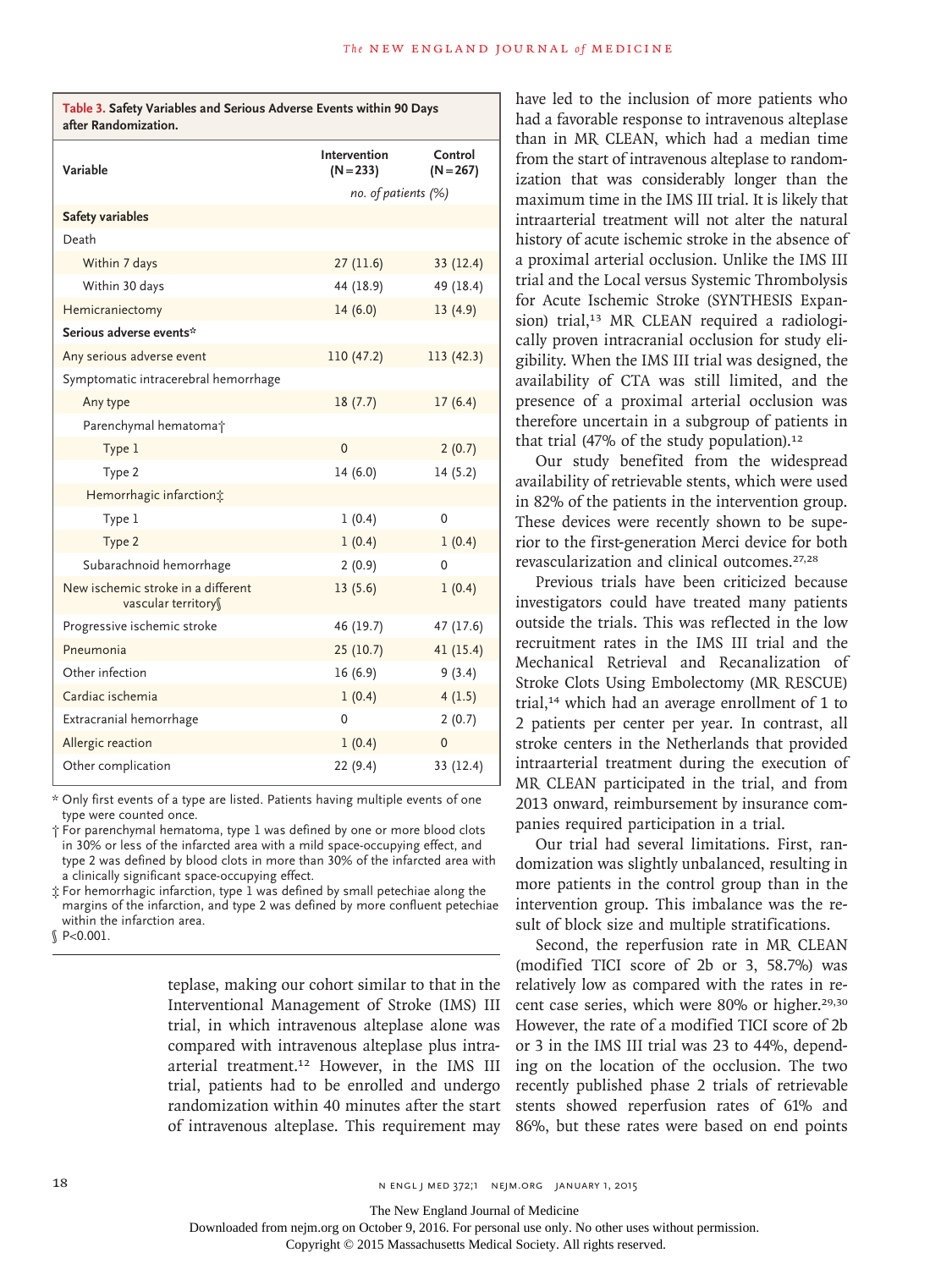**Table 3. Safety Variables and Serious Adverse Events within 90 Days after Randomization.**

| Variable | Intervention (N=233) | Control (N=267) |
|---|---|---|
| | *no. of patients (%)* | |
| **Safety variables** | | |
| Death | | |
| Within 7 days | 27 (11.6) | 33 (12.4) |
| Within 30 days | 44 (18.9) | 49 (18.4) |
| Hemicraniectomy | 14 (6.0) | 13 (4.9) |
| **Serious adverse events*** | | |
| Any serious adverse event | 110 (47.2) | 113 (42.3) |
| Symptomatic intracerebral hemorrhage | | |
| Any type | 18 (7.7) | 17 (6.4) |
| Parenchymal hematoma† | | |
| Type 1 | 0 | 2 (0.7) |
| Type 2 | 14 (6.0) | 14 (5.2) |
| Hemorrhagic infarction‡ | | |
| Type 1 | 1 (0.4) | 0 |
| Type 2 | 1 (0.4) | 1 (0.4) |
| Subarachnoid hemorrhage | 2 (0.9) | 0 |
| New ischemic stroke in a different vascular territory§ | 13 (5.6) | 1 (0.4) |
| Progressive ischemic stroke | 46 (19.7) | 47 (17.6) |
| Pneumonia | 25 (10.7) | 41 (15.4) |
| Other infection | 16 (6.9) | 9 (3.4) |
| Cardiac ischemia | 1 (0.4) | 4 (1.5) |
| Extracranial hemorrhage | 0 | 2 (0.7) |
| Allergic reaction | 1 (0.4) | 0 |
| Other complication | 22 (9.4) | 33 (12.4) |

\* Only first events of a type are listed. Patients having multiple events of one type were counted once.
† For parenchymal hematoma, type 1 was defined by one or more blood clots in 30% or less of the infarcted area with a mild space-occupying effect, and type 2 was defined by blood clots in more than 30% of the infarcted area with a clinically significant space-occupying effect.
‡ For hemorrhagic infarction, type 1 was defined by small petechiae along the margins of the infarction, and type 2 was defined by more confluent petechiae within the infarction area.
§ P<0.001.

teplase, making our cohort similar to that in the Interventional Management of Stroke (IMS) III trial, in which intravenous alteplase alone was compared with intravenous alteplase plus intraarterial treatment.[12] However, in the IMS III trial, patients had to be enrolled and undergo randomization within 40 minutes after the start of intravenous alteplase. This requirement may have led to the inclusion of more patients who had a favorable response to intravenous alteplase than in MR CLEAN, which had a median time from the start of intravenous alteplase to randomization that was considerably longer than the maximum time in the IMS III trial. It is likely that intraarterial treatment will not alter the natural history of acute ischemic stroke in the absence of a proximal arterial occlusion. Unlike the IMS III trial and the Local versus Systemic Thrombolysis for Acute Ischemic Stroke (SYNTHESIS Expansion) trial,[13] MR CLEAN required a radiologically proven intracranial occlusion for study eligibility. When the IMS III trial was designed, the availability of CTA was still limited, and the presence of a proximal arterial occlusion was therefore uncertain in a subgroup of patients in that trial (47% of the study population).[12]

Our study benefited from the widespread availability of retrievable stents, which were used in 82% of the patients in the intervention group. These devices were recently shown to be superior to the first-generation Merci device for both revascularization and clinical outcomes.[27,28]

Previous trials have been criticized because investigators could have treated many patients outside the trials. This was reflected in the low recruitment rates in the IMS III trial and the Mechanical Retrieval and Recanalization of Stroke Clots Using Embolectomy (MR RESCUE) trial,[14] which had an average enrollment of 1 to 2 patients per center per year. In contrast, all stroke centers in the Netherlands that provided intraarterial treatment during the execution of MR CLEAN participated in the trial, and from 2013 onward, reimbursement by insurance companies required participation in a trial.

Our trial had several limitations. First, randomization was slightly unbalanced, resulting in more patients in the control group than in the intervention group. This imbalance was the result of block size and multiple stratifications.

Second, the reperfusion rate in MR CLEAN (modified TICI score of 2b or 3, 58.7%) was relatively low as compared with the rates in recent case series, which were 80% or higher.[29,30] However, the rate of a modified TICI score of 2b or 3 in the IMS III trial was 23 to 44%, depending on the location of the occlusion. The two recently published phase 2 trials of retrievable stents showed reperfusion rates of 61% and 86%, but these rates were based on end points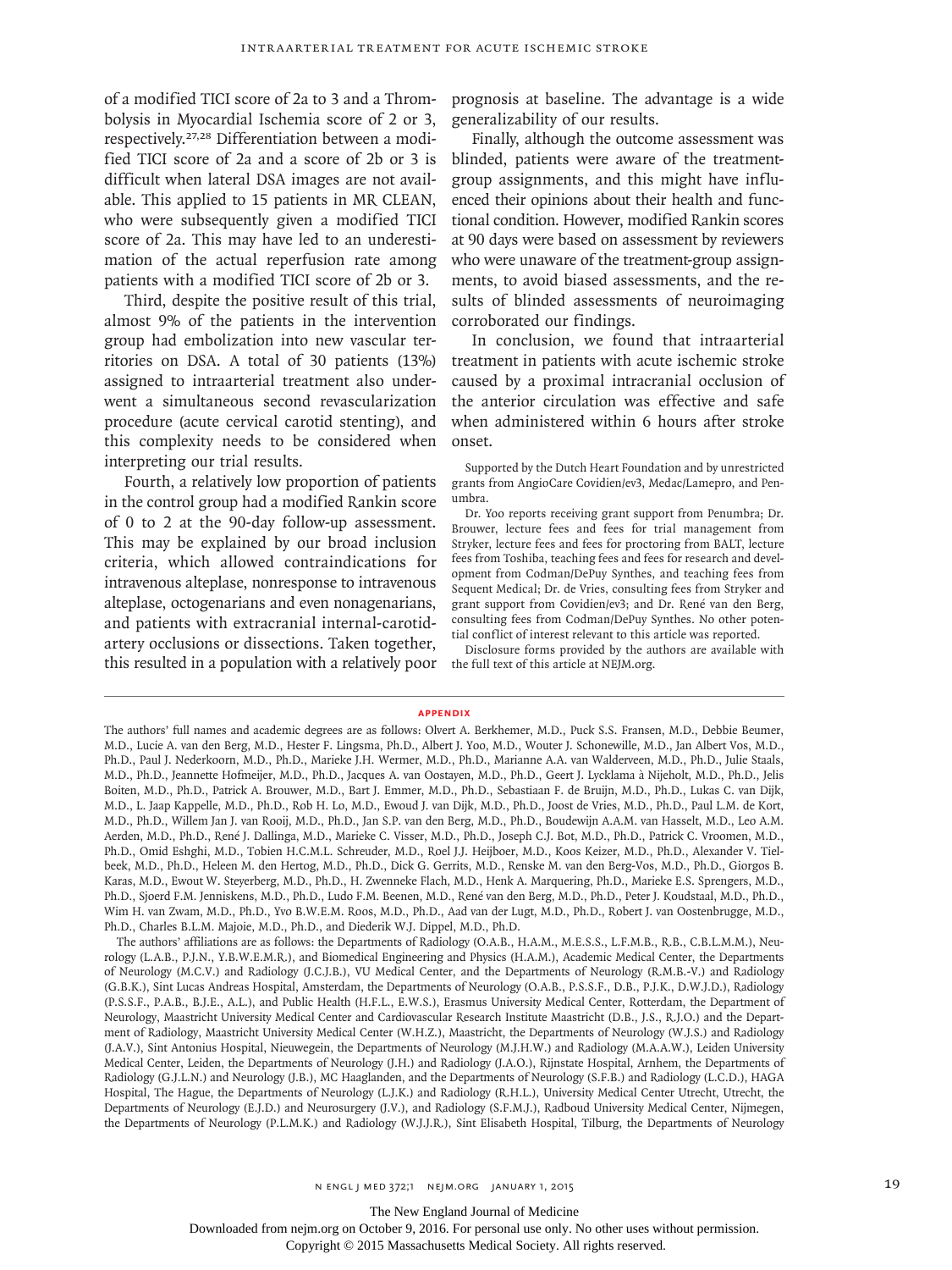of a modified TICI score of 2a to 3 and a Thrombolysis in Myocardial Ischemia score of 2 or 3, respectively.[27,28] Differentiation between a modified TICI score of 2a and a score of 2b or 3 is difficult when lateral DSA images are not available. This applied to 15 patients in MR CLEAN, who were subsequently given a modified TICI score of 2a. This may have led to an underestimation of the actual reperfusion rate among patients with a modified TICI score of 2b or 3.

Third, despite the positive result of this trial, almost 9% of the patients in the intervention group had embolization into new vascular territories on DSA. A total of 30 patients (13%) assigned to intraarterial treatment also underwent a simultaneous second revascularization procedure (acute cervical carotid stenting), and this complexity needs to be considered when interpreting our trial results.

Fourth, a relatively low proportion of patients in the control group had a modified Rankin score of 0 to 2 at the 90-day follow-up assessment. This may be explained by our broad inclusion criteria, which allowed contraindications for intravenous alteplase, nonresponse to intravenous alteplase, octogenarians and even nonagenarians, and patients with extracranial internal-carotid-artery occlusions or dissections. Taken together, this resulted in a population with a relatively poor prognosis at baseline. The advantage is a wide generalizability of our results.

Finally, although the outcome assessment was blinded, patients were aware of the treatment-group assignments, and this might have influenced their opinions about their health and functional condition. However, modified Rankin scores at 90 days were based on assessment by reviewers who were unaware of the treatment-group assignments, to avoid biased assessments, and the results of blinded assessments of neuroimaging corroborated our findings.

In conclusion, we found that intraarterial treatment in patients with acute ischemic stroke caused by a proximal intracranial occlusion of the anterior circulation was effective and safe when administered within 6 hours after stroke onset.

Supported by the Dutch Heart Foundation and by unrestricted grants from AngioCare Covidien/ev3, Medac/Lamepro, and Penumbra.

Dr. Yoo reports receiving grant support from Penumbra; Dr. Brouwer, lecture fees and fees for trial management from Stryker, lecture fees and fees for proctoring from BALT, lecture fees from Toshiba, teaching fees and fees for research and development from Codman/DePuy Synthes, and teaching fees from Sequent Medical; Dr. de Vries, consulting fees from Stryker and grant support from Covidien/ev3; and Dr. René van den Berg, consulting fees from Codman/DePuy Synthes. No other potential conflict of interest relevant to this article was reported.

Disclosure forms provided by the authors are available with the full text of this article at NEJM.org.

## APPENDIX

The authors' full names and academic degrees are as follows: Olvert A. Berkhemer, M.D., Puck S.S. Fransen, M.D., Debbie Beumer, M.D., Lucie A. van den Berg, M.D., Hester F. Lingsma, Ph.D., Albert J. Yoo, M.D., Wouter J. Schonewille, M.D., Jan Albert Vos, M.D., Ph.D., Paul J. Nederkoorn, M.D., Ph.D., Marieke J.H. Wermer, M.D., Ph.D., Marianne A.A. van Walderveen, M.D., Ph.D., Julie Staals, M.D., Ph.D., Jeannette Hofmeijer, M.D., Ph.D., Jacques A. van Oostayen, M.D., Ph.D., Geert J. Lycklama à Nijeholt, M.D., Ph.D., Jelis Boiten, M.D., Ph.D., Patrick A. Brouwer, M.D., Bart J. Emmer, M.D., Ph.D., Sebastiaan F. de Bruijn, M.D., Ph.D., Lukas C. van Dijk, M.D., L. Jaap Kappelle, M.D., Ph.D., Rob H. Lo, M.D., Ewoud J. van Dijk, M.D., Ph.D., Joost de Vries, M.D., Ph.D., Paul L.M. de Kort, M.D., Ph.D., Willem Jan J. van Rooij, M.D., Ph.D., Jan S.P. van den Berg, M.D., Ph.D., Boudewijn A.A.M. van Hasselt, M.D., Leo A.M. Aerden, M.D., Ph.D., René J. Dallinga, M.D., Marieke C. Visser, M.D., Ph.D., Joseph C.J. Bot, M.D., Ph.D., Patrick C. Vroomen, M.D., Ph.D., Omid Eshghi, M.D., Tobien H.C.M.L. Schreuder, M.D., Roel J.J. Heijboer, M.D., Koos Keizer, M.D., Ph.D., Alexander V. Tielbeek, M.D., Ph.D., Heleen M. den Hertog, M.D., Ph.D., Dick G. Gerrits, M.D., Renske M. van den Berg-Vos, M.D., Ph.D., Giorgos B. Karas, M.D., Ewout W. Steyerberg, M.D., Ph.D., H. Zwenneke Flach, M.D., Henk A. Marquering, Ph.D., Marieke E.S. Sprengers, M.D., Ph.D., Sjoerd F.M. Jenniskens, M.D., Ph.D., Ludo F.M. Beenen, M.D., René van den Berg, M.D., Ph.D., Peter J. Koudstaal, M.D., Ph.D., Wim H. van Zwam, M.D., Ph.D., Yvo B.W.E.M. Roos, M.D., Ph.D., Aad van der Lugt, M.D., Ph.D., Robert J. van Oostenbrugge, M.D., Ph.D., Charles B.L.M. Majoie, M.D., Ph.D., and Diederik W.J. Dippel, M.D., Ph.D.

The authors' affiliations are as follows: the Departments of Radiology (O.A.B., H.A.M., M.E.S.S., L.F.M.B., R.B., C.B.L.M.M.), Neurology (L.A.B., P.J.N., Y.B.W.E.M.R.), and Biomedical Engineering and Physics (H.A.M.), Academic Medical Center, the Departments of Neurology (M.C.V.) and Radiology (J.C.J.B.), VU Medical Center, and the Departments of Neurology (R.M.B.-V.) and Radiology (G.B.K.), Sint Lucas Andreas Hospital, Amsterdam, the Departments of Neurology (O.A.B., P.S.S.F., D.B., P.J.K., D.W.J.D.), Radiology (P.S.S.F., P.A.B., B.J.E., A.L.), and Public Health (H.F.L., E.W.S.), Erasmus University Medical Center, Rotterdam, the Department of Neurology, Maastricht University Medical Center and Cardiovascular Research Institute Maastricht (D.B., J.S., R.J.O.) and the Department of Radiology, Maastricht University Medical Center (W.H.Z.), Maastricht, the Departments of Neurology (W.J.S.) and Radiology (J.A.V.), Sint Antonius Hospital, Nieuwegein, the Departments of Neurology (M.J.H.W.) and Radiology (M.A.A.W.), Leiden University Medical Center, Leiden, the Departments of Neurology (J.H.) and Radiology (J.A.O.), Rijnstate Hospital, Arnhem, the Departments of Radiology (G.J.L.N.) and Neurology (J.B.), MC Haaglanden, and the Departments of Neurology (S.F.B.) and Radiology (L.C.D.), HAGA Hospital, The Hague, the Departments of Neurology (L.J.K.) and Radiology (R.H.L.), University Medical Center Utrecht, Utrecht, the Departments of Neurology (E.J.D.) and Neurosurgery (J.V.), and Radiology (S.F.M.J.), Radboud University Medical Center, Nijmegen, the Departments of Neurology (P.L.M.K.) and Radiology (W.J.J.R.), Sint Elisabeth Hospital, Tilburg, the Departments of Neurology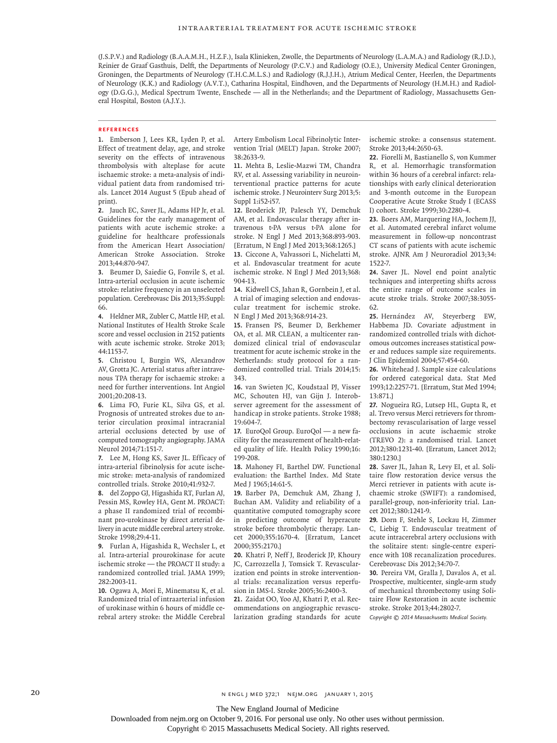(J.S.P.V.) and Radiology (B.A.A.M.H., H.Z.F.), Isala Klinieken, Zwolle, the Departments of Neurology (L.A.M.A.) and Radiology (R.J.D.), Reinier de Graaf Gasthuis, Delft, the Departments of Neurology (P.C.V.) and Radiology (O.E.), University Medical Center Groningen, Groningen, the Departments of Neurology (T.H.C.M.L.S.) and Radiology (R.J.J.H.), Atrium Medical Center, Heerlen, the Departments of Neurology (K.K.) and Radiology (A.V.T.), Catharina Hospital, Eindhoven, and the Departments of Neurology (H.M.H.) and Radiology (D.G.G.), Medical Spectrum Twente, Enschede — all in the Netherlands; and the Department of Radiology, Massachusetts General Hospital, Boston (A.J.Y.).

## References

1. Emberson J, Lees KR, Lyden P, et al. Effect of treatment delay, age, and stroke severity on the effects of intravenous thrombolysis with alteplase for acute ischaemic stroke: a meta-analysis of individual patient data from randomised trials. Lancet 2014 August 5 (Epub ahead of print).
2. Jauch EC, Saver JL, Adams HP Jr, et al. Guidelines for the early management of patients with acute ischemic stroke: a guideline for healthcare professionals from the American Heart Association/American Stroke Association. Stroke 2013;44:870-947.
3. Beumer D, Saiedie G, Fonvile S, et al. Intra-arterial occlusion in acute ischemic stroke: relative frequency in an unselected population. Cerebrovasc Dis 2013;35:Suppl:66.
4. Heldner MR, Zubler C, Mattle HP, et al. National Institutes of Health Stroke Scale score and vessel occlusion in 2152 patients with acute ischemic stroke. Stroke 2013;44:1153-7.
5. Christou I, Burgin WS, Alexandrov AV, Grotta JC. Arterial status after intravenous TPA therapy for ischaemic stroke: a need for further interventions. Int Angiol 2001;20:208-13.
6. Lima FO, Furie KL, Silva GS, et al. Prognosis of untreated strokes due to anterior circulation proximal intracranial arterial occlusions detected by use of computed tomography angiography. JAMA Neurol 2014;71:151-7.
7. Lee M, Hong KS, Saver JL. Efficacy of intra-arterial fibrinolysis for acute ischemic stroke: meta-analysis of randomized controlled trials. Stroke 2010;41:932-7.
8. del Zoppo GJ, Higashida RT, Furlan AJ, Pessin MS, Rowley HA, Gent M. PROACT: a phase II randomized trial of recombinant pro-urokinase by direct arterial delivery in acute middle cerebral artery stroke. Stroke 1998;29:4-11.
9. Furlan A, Higashida R, Wechsler L, et al. Intra-arterial prourokinase for acute ischemic stroke — the PROACT II study: a randomized controlled trial. JAMA 1999;282:2003-11.
10. Ogawa A, Mori E, Minematsu K, et al. Randomized trial of intraarterial infusion of urokinase within 6 hours of middle cerebral artery stroke: the Middle Cerebral Artery Embolism Local Fibrinolytic Intervention Trial (MELT) Japan. Stroke 2007;38:2633-9.
11. Mehta B, Leslie-Mazwi TM, Chandra RV, et al. Assessing variability in neurointerventional practice patterns for acute ischemic stroke. J Neurointerv Surg 2013;5:Suppl 1:i52-i57.
12. Broderick JP, Palesch YY, Demchuk AM, et al. Endovascular therapy after intravenous t-PA versus t-PA alone for stroke. N Engl J Med 2013;368:893-903. [Erratum, N Engl J Med 2013;368:1265.]
13. Ciccone A, Valvassori L, Nichelatti M, et al. Endovascular treatment for acute ischemic stroke. N Engl J Med 2013;368:904-13.
14. Kidwell CS, Jahan R, Gornbein J, et al. A trial of imaging selection and endovascular treatment for ischemic stroke. N Engl J Med 2013;368:914-23.
15. Fransen PS, Beumer D, Berkhemer OA, et al. MR CLEAN, a multicenter randomized clinical trial of endovascular treatment for acute ischemic stroke in the Netherlands: study protocol for a randomized controlled trial. Trials 2014;15:343.
16. van Swieten JC, Koudstaal PJ, Visser MC, Schouten HJ, van Gijn J. Interobserver agreement for the assessment of handicap in stroke patients. Stroke 1988;19:604-7.
17. EuroQol Group. EuroQol — a new facility for the measurement of health-related quality of life. Health Policy 1990;16:199-208.
18. Mahoney FI, Barthel DW. Functional evaluation: the Barthel Index. Md State Med J 1965;14:61-5.
19. Barber PA, Demchuk AM, Zhang J, Buchan AM. Validity and reliability of a quantitative computed tomography score in predicting outcome of hyperacute stroke before thrombolytic therapy. Lancet 2000;355:1670-4. [Erratum, Lancet 2000;355:2170.]
20. Khatri P, Neff J, Broderick JP, Khoury JC, Carrozzella J, Tomsick T. Revascularization end points in stroke interventional trials: recanalization versus reperfusion in IMS-I. Stroke 2005;36:2400-3.
21. Zaidat OO, Yoo AJ, Khatri P, et al. Recommendations on angiographic revascularization grading standards for acute ischemic stroke: a consensus statement. Stroke 2013;44:2650-63.
22. Fiorelli M, Bastianello S, von Kummer R, et al. Hemorrhagic transformation within 36 hours of a cerebral infarct: relationships with early clinical deterioration and 3-month outcome in the European Cooperative Acute Stroke Study I (ECASS I) cohort. Stroke 1999;30:2280-4.
23. Boers AM, Marquering HA, Jochem JJ, et al. Automated cerebral infarct volume measurement in follow-up noncontrast CT scans of patients with acute ischemic stroke. AJNR Am J Neuroradiol 2013;34:1522-7.
24. Saver JL. Novel end point analytic techniques and interpreting shifts across the entire range of outcome scales in acute stroke trials. Stroke 2007;38:3055-62.
25. Hernández AV, Steyerberg EW, Habbema JD. Covariate adjustment in randomized controlled trials with dichotomous outcomes increases statistical power and reduces sample size requirements. J Clin Epidemiol 2004;57:454-60.
26. Whitehead J. Sample size calculations for ordered categorical data. Stat Med 1993;12:2257-71. [Erratum, Stat Med 1994;13:871.]
27. Nogueira RG, Lutsep HL, Gupta R, et al. Trevo versus Merci retrievers for thrombectomy revascularisation of large vessel occlusions in acute ischaemic stroke (TREVO 2): a randomised trial. Lancet 2012;380:1231-40. [Erratum, Lancet 2012;380:1230.]
28. Saver JL, Jahan R, Levy EI, et al. Solitaire flow restoration device versus the Merci retriever in patients with acute ischaemic stroke (SWIFT): a randomised, parallel-group, non-inferiority trial. Lancet 2012;380:1241-9.
29. Dorn F, Stehle S, Lockau H, Zimmer C, Liebig T. Endovascular treatment of acute intracerebral artery occlusions with the solitaire stent: single-centre experience with 108 recanalization procedures. Cerebrovasc Dis 2012;34:70-7.
30. Pereira VM, Gralla J, Davalos A, et al. Prospective, multicenter, single-arm study of mechanical thrombectomy using Solitaire Flow Restoration in acute ischemic stroke. Stroke 2013;44:2802-7.

*Copyright © 2014 Massachusetts Medical Society.*